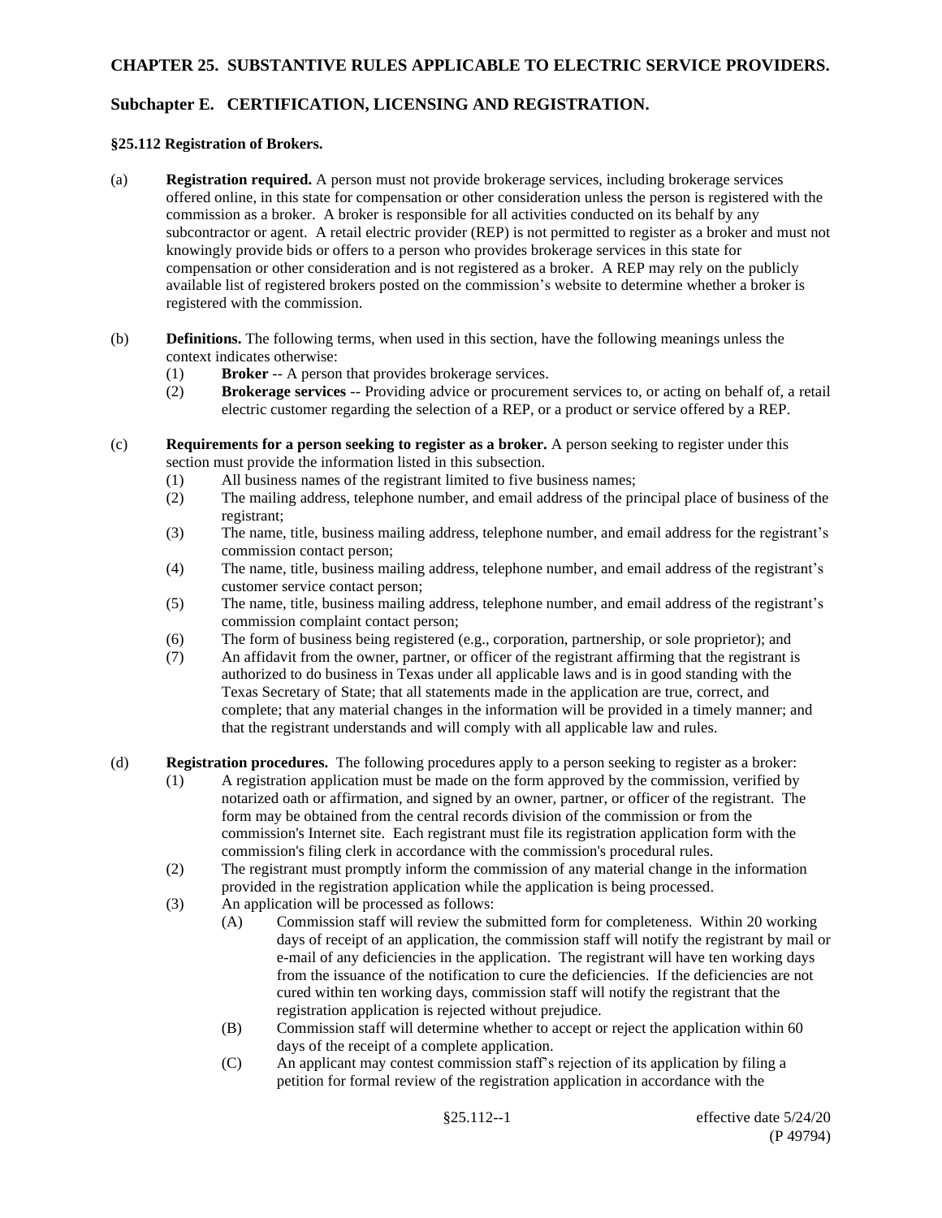# CHAPTER 25. SUBSTANTIVE RULES APPLICABLE TO ELECTRIC SERVICE PROVIDERS.

## Subchapter E. CERTIFICATION, LICENSING AND REGISTRATION.

### §25.112 Registration of Brokers.

(a) **Registration required.** A person must not provide brokerage services, including brokerage services offered online, in this state for compensation or other consideration unless the person is registered with the commission as a broker. A broker is responsible for all activities conducted on its behalf by any subcontractor or agent. A retail electric provider (REP) is not permitted to register as a broker and must not knowingly provide bids or offers to a person who provides brokerage services in this state for compensation or other consideration and is not registered as a broker. A REP may rely on the publicly available list of registered brokers posted on the commission's website to determine whether a broker is registered with the commission.

(b) **Definitions.** The following terms, when used in this section, have the following meanings unless the context indicates otherwise:

- (1) **Broker** -- A person that provides brokerage services.
- (2) **Brokerage services** -- Providing advice or procurement services to, or acting on behalf of, a retail electric customer regarding the selection of a REP, or a product or service offered by a REP.

(c) **Requirements for a person seeking to register as a broker.** A person seeking to register under this section must provide the information listed in this subsection.

- (1) All business names of the registrant limited to five business names;
- (2) The mailing address, telephone number, and email address of the principal place of business of the registrant;
- (3) The name, title, business mailing address, telephone number, and email address for the registrant's commission contact person;
- (4) The name, title, business mailing address, telephone number, and email address of the registrant's customer service contact person;
- (5) The name, title, business mailing address, telephone number, and email address of the registrant's commission complaint contact person;
- (6) The form of business being registered (e.g., corporation, partnership, or sole proprietor); and
- (7) An affidavit from the owner, partner, or officer of the registrant affirming that the registrant is authorized to do business in Texas under all applicable laws and is in good standing with the Texas Secretary of State; that all statements made in the application are true, correct, and complete; that any material changes in the information will be provided in a timely manner; and that the registrant understands and will comply with all applicable law and rules.

(d) **Registration procedures.** The following procedures apply to a person seeking to register as a broker:

- (1) A registration application must be made on the form approved by the commission, verified by notarized oath or affirmation, and signed by an owner, partner, or officer of the registrant. The form may be obtained from the central records division of the commission or from the commission's Internet site. Each registrant must file its registration application form with the commission's filing clerk in accordance with the commission's procedural rules.
- (2) The registrant must promptly inform the commission of any material change in the information provided in the registration application while the application is being processed.
- (3) An application will be processed as follows:
  - (A) Commission staff will review the submitted form for completeness. Within 20 working days of receipt of an application, the commission staff will notify the registrant by mail or e-mail of any deficiencies in the application. The registrant will have ten working days from the issuance of the notification to cure the deficiencies. If the deficiencies are not cured within ten working days, commission staff will notify the registrant that the registration application is rejected without prejudice.
  - (B) Commission staff will determine whether to accept or reject the application within 60 days of the receipt of a complete application.
  - (C) An applicant may contest commission staff's rejection of its application by filing a petition for formal review of the registration application in accordance with the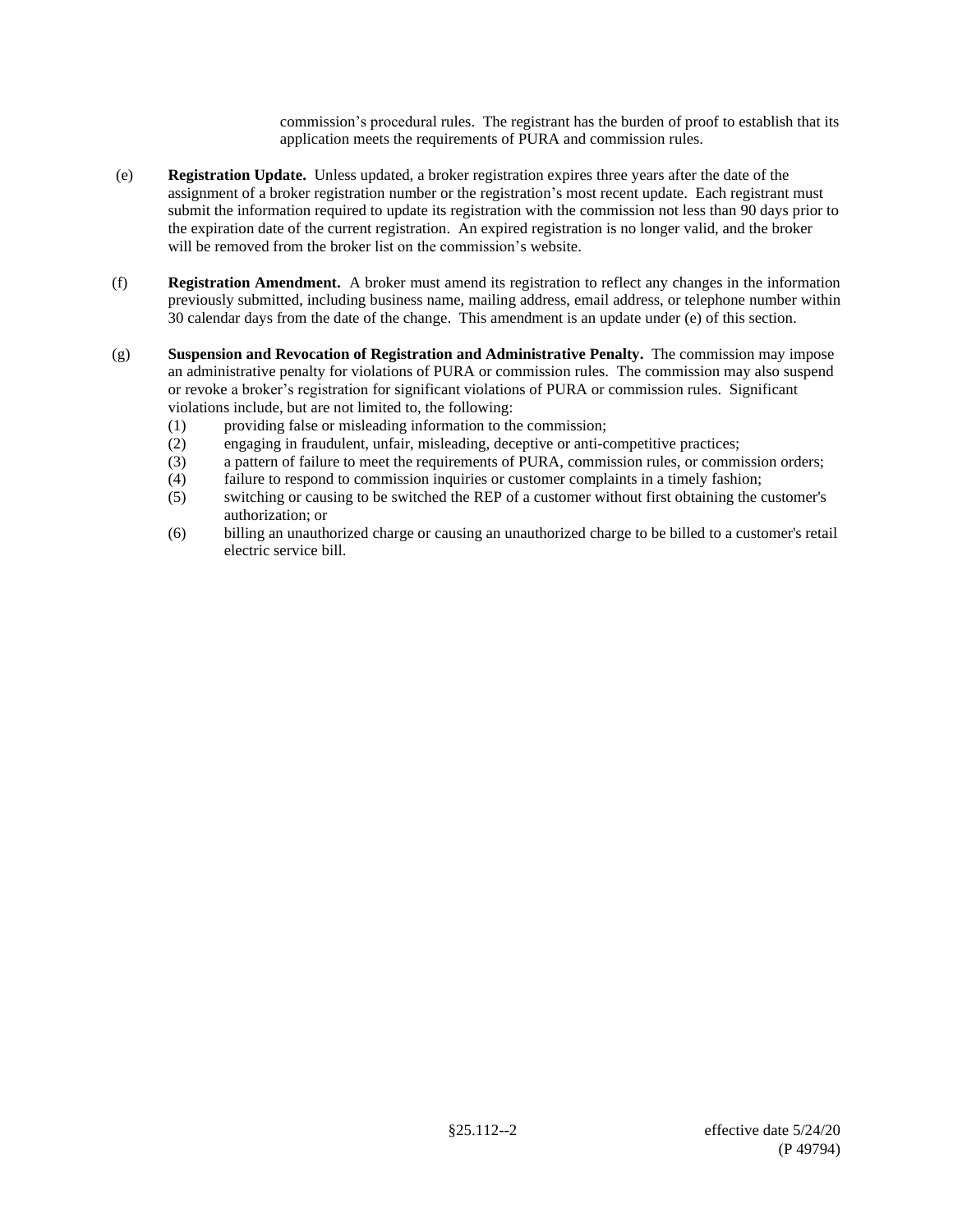commission's procedural rules. The registrant has the burden of proof to establish that its application meets the requirements of PURA and commission rules.

(e) **Registration Update.** Unless updated, a broker registration expires three years after the date of the assignment of a broker registration number or the registration's most recent update. Each registrant must submit the information required to update its registration with the commission not less than 90 days prior to the expiration date of the current registration. An expired registration is no longer valid, and the broker will be removed from the broker list on the commission's website.

(f) **Registration Amendment.** A broker must amend its registration to reflect any changes in the information previously submitted, including business name, mailing address, email address, or telephone number within 30 calendar days from the date of the change. This amendment is an update under (e) of this section.

(g) **Suspension and Revocation of Registration and Administrative Penalty.** The commission may impose an administrative penalty for violations of PURA or commission rules. The commission may also suspend or revoke a broker's registration for significant violations of PURA or commission rules. Significant violations include, but are not limited to, the following:

(1) providing false or misleading information to the commission;

(2) engaging in fraudulent, unfair, misleading, deceptive or anti-competitive practices;

(3) a pattern of failure to meet the requirements of PURA, commission rules, or commission orders;

(4) failure to respond to commission inquiries or customer complaints in a timely fashion;

(5) switching or causing to be switched the REP of a customer without first obtaining the customer's authorization; or

(6) billing an unauthorized charge or causing an unauthorized charge to be billed to a customer's retail electric service bill.